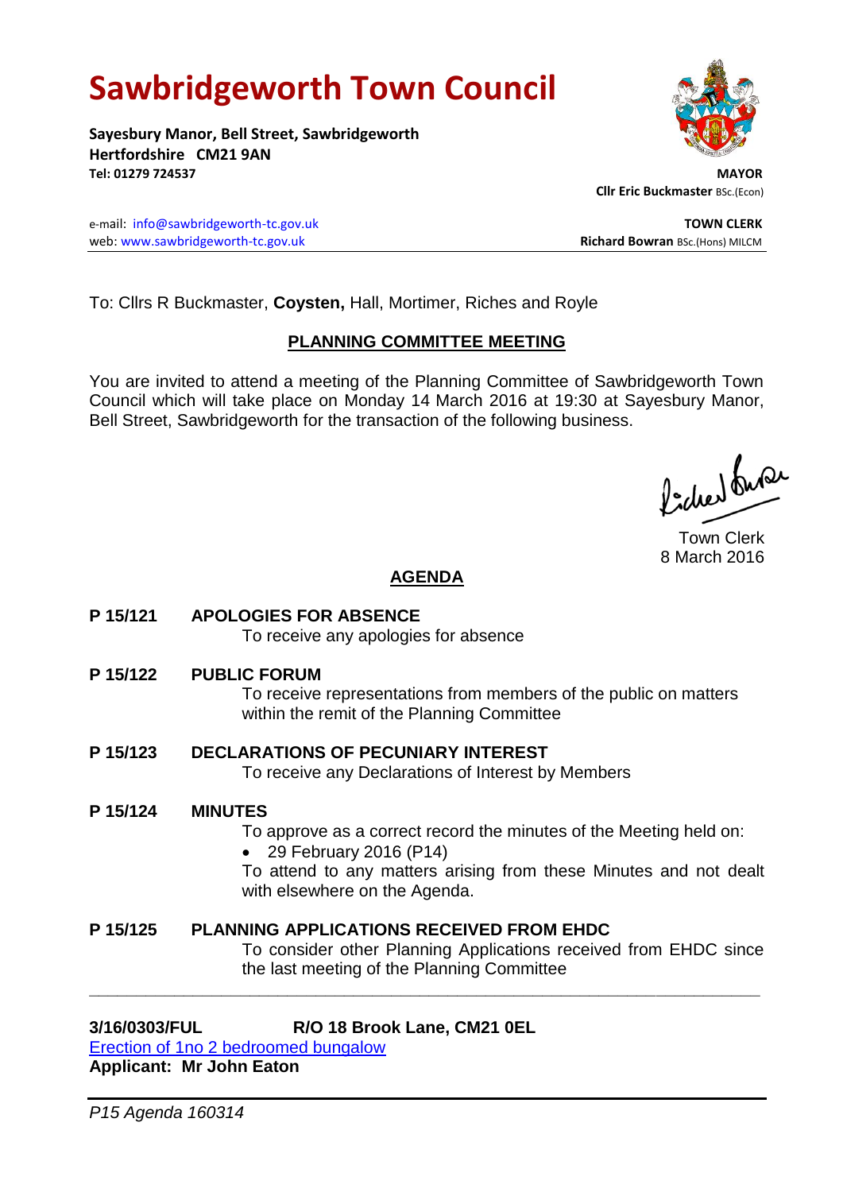# Sawbridgeworth Town Council

**Sayesbury Manor, Bell Street, Sawbridgeworth**
**Hertfordshire CM21 9AN**
**Tel: 01279 724537**

**MAYOR**
**Cllr Eric Buckmaster** BSc.(Econ)

e-mail: info@sawbridgeworth-tc.gov.uk
web: www.sawbridgeworth-tc.gov.uk

**TOWN CLERK**
**Richard Bowran** BSc.(Hons) MILCM

To: Cllrs R Buckmaster, **Coysten,** Hall, Mortimer, Riches and Royle

## PLANNING COMMITTEE MEETING

You are invited to attend a meeting of the Planning Committee of Sawbridgeworth Town Council which will take place on Monday 14 March 2016 at 19:30 at Sayesbury Manor, Bell Street, Sawbridgeworth for the transaction of the following business.

Town Clerk
8 March 2016

## AGENDA

**P 15/121 APOLOGIES FOR ABSENCE**
To receive any apologies for absence

**P 15/122 PUBLIC FORUM**
To receive representations from members of the public on matters within the remit of the Planning Committee

**P 15/123 DECLARATIONS OF PECUNIARY INTEREST**
To receive any Declarations of Interest by Members

**P 15/124 MINUTES**
To approve as a correct record the minutes of the Meeting held on:

- 29 February 2016 (P14)

To attend to any matters arising from these Minutes and not dealt with elsewhere on the Agenda.

**P 15/125 PLANNING APPLICATIONS RECEIVED FROM EHDC**
To consider other Planning Applications received from EHDC since the last meeting of the Planning Committee

---

**3/16/0303/FUL R/O 18 Brook Lane, CM21 0EL**
Erection of 1no 2 bedroomed bungalow
**Applicant: Mr John Eaton**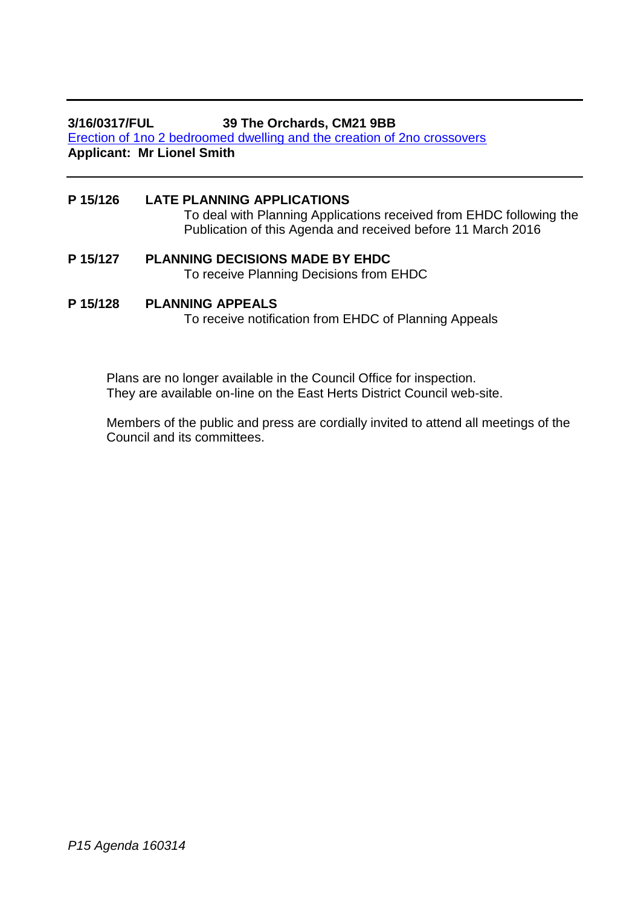**3/16/0317/FUL 39 The Orchards, CM21 9BB**

Erection of 1no 2 bedroomed dwelling and the creation of 2no crossovers

**Applicant: Mr Lionel Smith**

---

**P 15/126 LATE PLANNING APPLICATIONS**

To deal with Planning Applications received from EHDC following the Publication of this Agenda and received before 11 March 2016

**P 15/127 PLANNING DECISIONS MADE BY EHDC**

To receive Planning Decisions from EHDC

**P 15/128 PLANNING APPEALS**

To receive notification from EHDC of Planning Appeals

Plans are no longer available in the Council Office for inspection. They are available on-line on the East Herts District Council web-site.

Members of the public and press are cordially invited to attend all meetings of the Council and its committees.